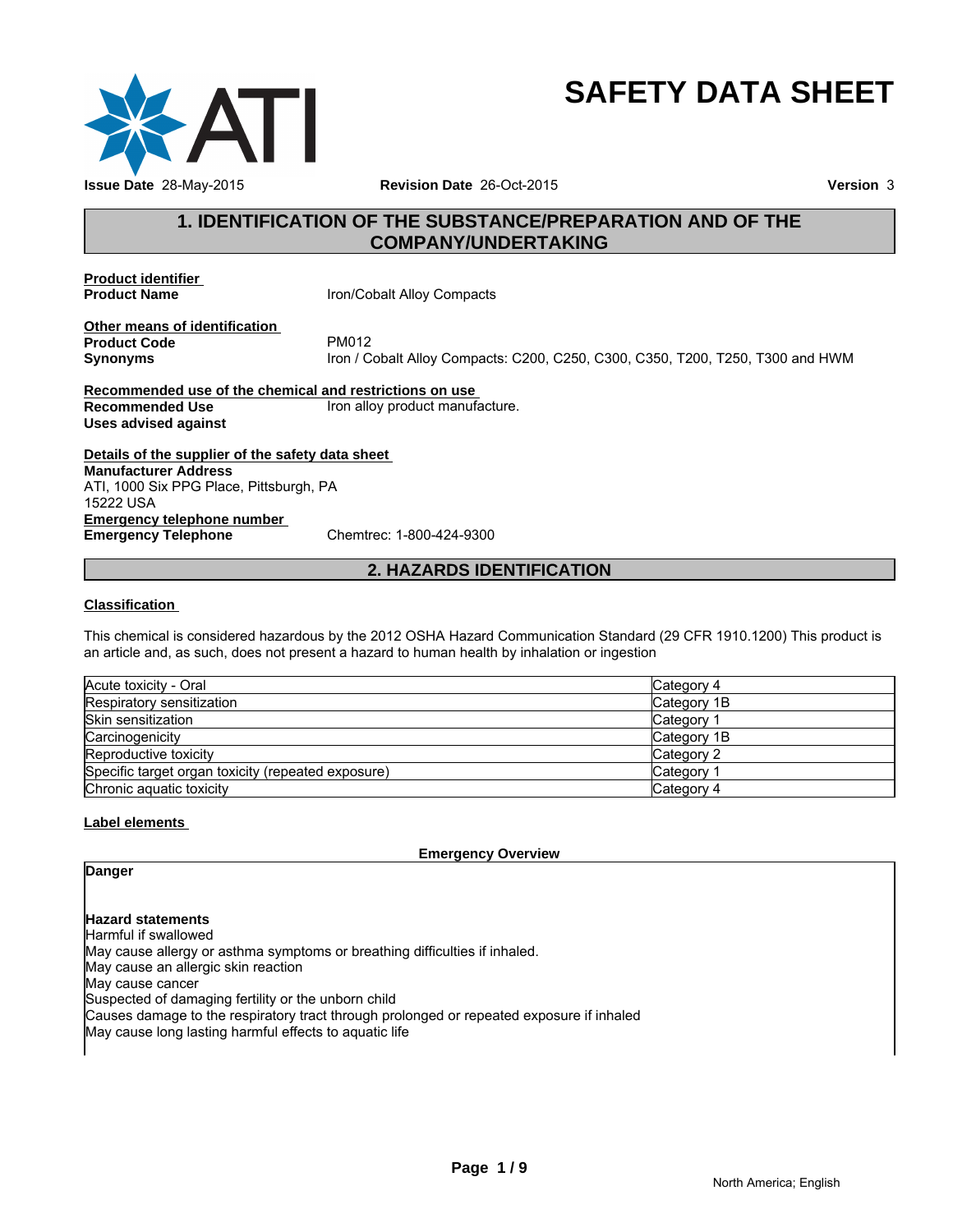# SAFETY DATA SHEET

**Issue Date** 28-May-2015 **Revision Date** 26-Oct-2015 **Version** 3

## 1. IDENTIFICATION OF THE SUBSTANCE/PREPARATION AND OF THE COMPANY/UNDERTAKING

**Product identifier**

**Product Name** Iron/Cobalt Alloy Compacts

**Other means of identification**

**Product Code** PM012

**Synonyms** Iron / Cobalt Alloy Compacts: C200, C250, C300, C350, T200, T250, T300 and HWM

**Recommended use of the chemical and restrictions on use**

**Recommended Use** Iron alloy product manufacture.

**Uses advised against**

**Details of the supplier of the safety data sheet**

**Manufacturer Address**
ATI, 1000 Six PPG Place, Pittsburgh, PA
15222 USA

**Emergency telephone number**

**Emergency Telephone** Chemtrec: 1-800-424-9300

## 2. HAZARDS IDENTIFICATION

**Classification**

This chemical is considered hazardous by the 2012 OSHA Hazard Communication Standard (29 CFR 1910.1200) This product is an article and, as such, does not present a hazard to human health by inhalation or ingestion

| | |
|---|---|
| Acute toxicity - Oral | Category 4 |
| Respiratory sensitization | Category 1B |
| Skin sensitization | Category 1 |
| Carcinogenicity | Category 1B |
| Reproductive toxicity | Category 2 |
| Specific target organ toxicity (repeated exposure) | Category 1 |
| Chronic aquatic toxicity | Category 4 |

**Label elements**

**Emergency Overview**

**Danger**

**Hazard statements**

Harmful if swallowed
May cause allergy or asthma symptoms or breathing difficulties if inhaled.
May cause an allergic skin reaction
May cause cancer
Suspected of damaging fertility or the unborn child
Causes damage to the respiratory tract through prolonged or repeated exposure if inhaled
May cause long lasting harmful effects to aquatic life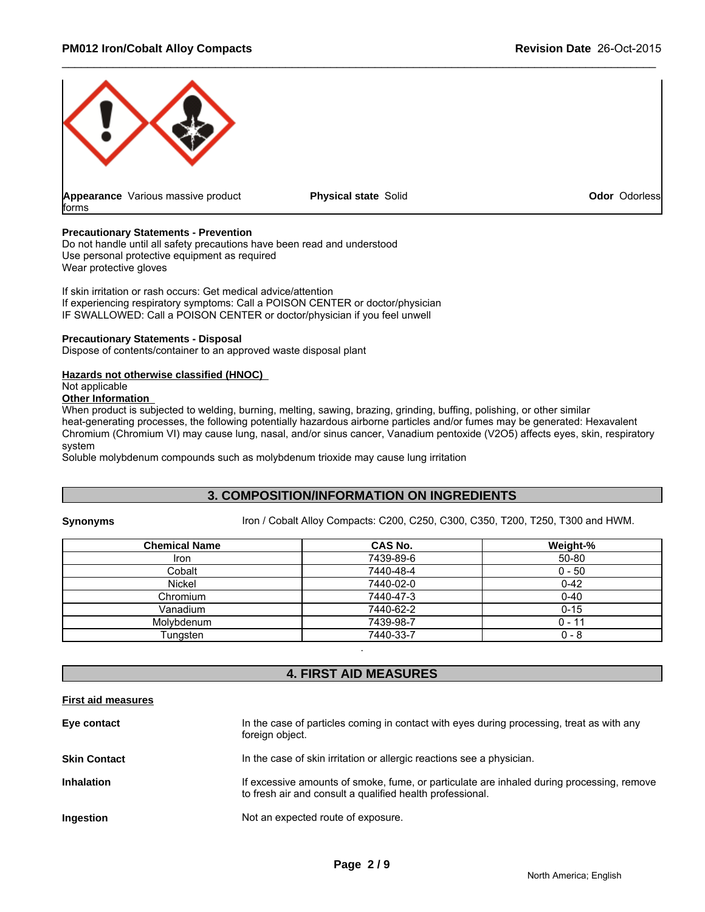**Appearance** Various massive product forms

**Physical state** Solid

**Odor** Odorless

**Precautionary Statements - Prevention**

Do not handle until all safety precautions have been read and understood
Use personal protective equipment as required
Wear protective gloves

If skin irritation or rash occurs: Get medical advice/attention
If experiencing respiratory symptoms: Call a POISON CENTER or doctor/physician
IF SWALLOWED: Call a POISON CENTER or doctor/physician if you feel unwell

**Precautionary Statements - Disposal**

Dispose of contents/container to an approved waste disposal plant

**Hazards not otherwise classified (HNOC)**

Not applicable

**Other Information**

When product is subjected to welding, burning, melting, sawing, brazing, grinding, buffing, polishing, or other similar heat-generating processes, the following potentially hazardous airborne particles and/or fumes may be generated: Hexavalent Chromium (Chromium VI) may cause lung, nasal, and/or sinus cancer, Vanadium pentoxide ($V_2O_5$) affects eyes, skin, respiratory system
Soluble molybdenum compounds such as molybdenum trioxide may cause lung irritation

## 3. COMPOSITION/INFORMATION ON INGREDIENTS

**Synonyms** Iron / Cobalt Alloy Compacts: C200, C250, C300, C350, T200, T250, T300 and HWM.

| Chemical Name | CAS No. | Weight-% |
|---|---|---|
| Iron | 7439-89-6 | 50-80 |
| Cobalt | 7440-48-4 | 0 - 50 |
| Nickel | 7440-02-0 | 0-42 |
| Chromium | 7440-47-3 | 0-40 |
| Vanadium | 7440-62-2 | 0-15 |
| Molybdenum | 7439-98-7 | 0 - 11 |
| Tungsten | 7440-33-7 | 0 - 8 |

.

## 4. FIRST AID MEASURES

**First aid measures**

**Eye contact** In the case of particles coming in contact with eyes during processing, treat as with any foreign object.

**Skin Contact** In the case of skin irritation or allergic reactions see a physician.

**Inhalation** If excessive amounts of smoke, fume, or particulate are inhaled during processing, remove to fresh air and consult a qualified health professional.

**Ingestion** Not an expected route of exposure.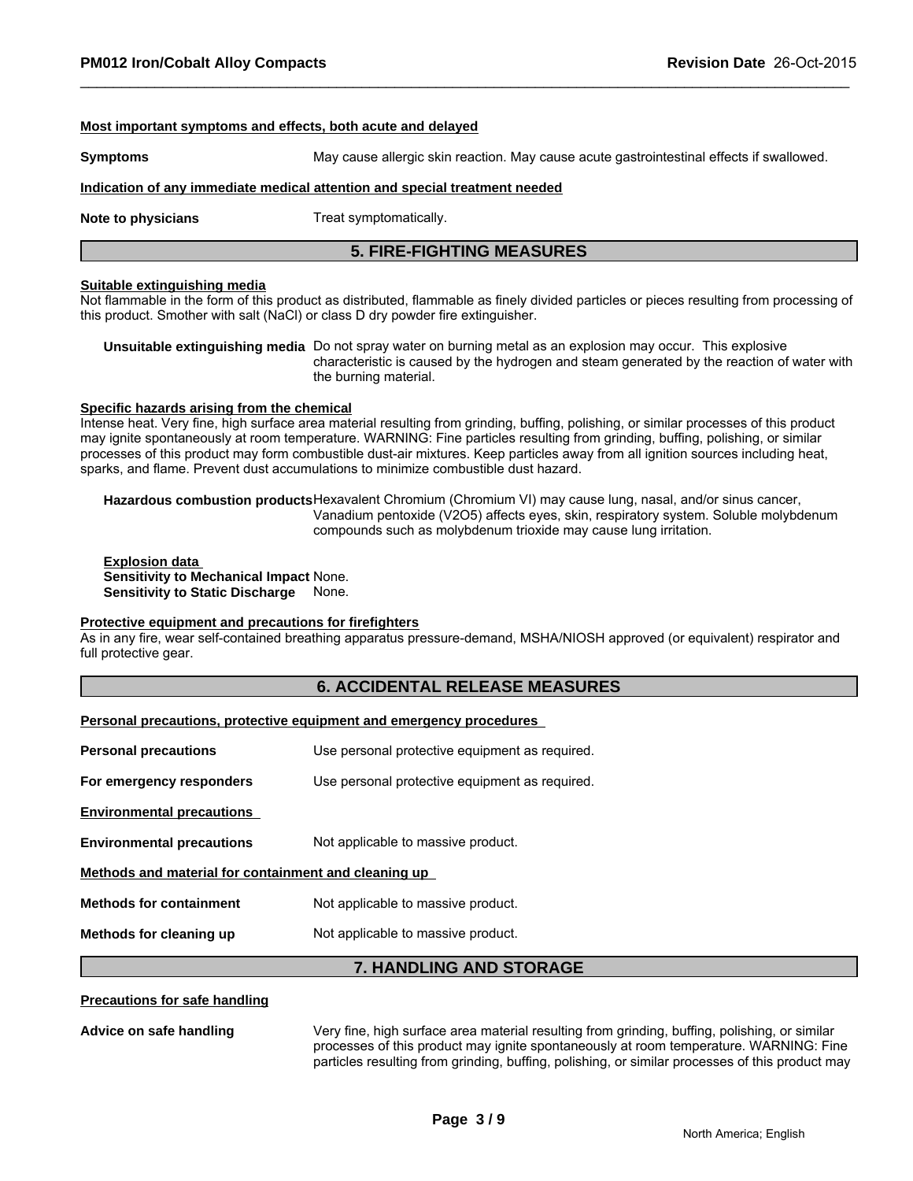**Most important symptoms and effects, both acute and delayed**

**Symptoms** May cause allergic skin reaction. May cause acute gastrointestinal effects if swallowed.

**Indication of any immediate medical attention and special treatment needed**

**Note to physicians** Treat symptomatically.

## 5. FIRE-FIGHTING MEASURES

**Suitable extinguishing media**

Not flammable in the form of this product as distributed, flammable as finely divided particles or pieces resulting from processing of this product. Smother with salt (NaCl) or class D dry powder fire extinguisher.

**Unsuitable extinguishing media** Do not spray water on burning metal as an explosion may occur. This explosive characteristic is caused by the hydrogen and steam generated by the reaction of water with the burning material.

**Specific hazards arising from the chemical**

Intense heat. Very fine, high surface area material resulting from grinding, buffing, polishing, or similar processes of this product may ignite spontaneously at room temperature. WARNING: Fine particles resulting from grinding, buffing, polishing, or similar processes of this product may form combustible dust-air mixtures. Keep particles away from all ignition sources including heat, sparks, and flame. Prevent dust accumulations to minimize combustible dust hazard.

**Hazardous combustion products** Hexavalent Chromium (Chromium VI) may cause lung, nasal, and/or sinus cancer, Vanadium pentoxide ($V_2O_5$) affects eyes, skin, respiratory system. Soluble molybdenum compounds such as molybdenum trioxide may cause lung irritation.

**Explosion data**
**Sensitivity to Mechanical Impact** None.
**Sensitivity to Static Discharge** None.

**Protective equipment and precautions for firefighters**

As in any fire, wear self-contained breathing apparatus pressure-demand, MSHA/NIOSH approved (or equivalent) respirator and full protective gear.

## 6. ACCIDENTAL RELEASE MEASURES

**Personal precautions, protective equipment and emergency procedures**

**Personal precautions** Use personal protective equipment as required.

**For emergency responders** Use personal protective equipment as required.

**Environmental precautions**

**Environmental precautions** Not applicable to massive product.

**Methods and material for containment and cleaning up**

**Methods for containment** Not applicable to massive product.

**Methods for cleaning up** Not applicable to massive product.

## 7. HANDLING AND STORAGE

**Precautions for safe handling**

**Advice on safe handling** Very fine, high surface area material resulting from grinding, buffing, polishing, or similar processes of this product may ignite spontaneously at room temperature. WARNING: Fine particles resulting from grinding, buffing, polishing, or similar processes of this product may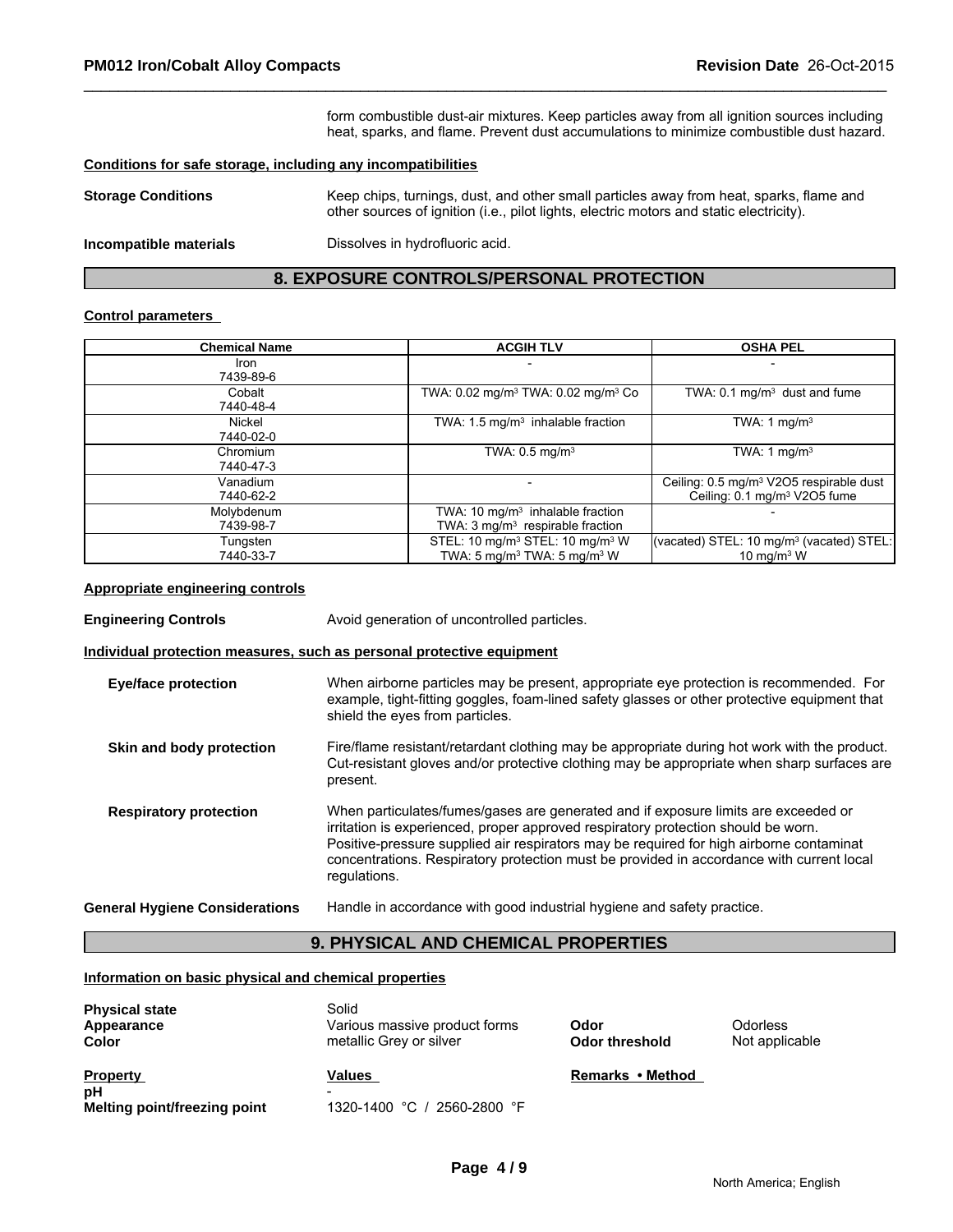form combustible dust-air mixtures. Keep particles away from all ignition sources including heat, sparks, and flame. Prevent dust accumulations to minimize combustible dust hazard.

**Conditions for safe storage, including any incompatibilities**

**Storage Conditions** Keep chips, turnings, dust, and other small particles away from heat, sparks, flame and other sources of ignition (i.e., pilot lights, electric motors and static electricity).

**Incompatible materials** Dissolves in hydrofluoric acid.

## 8. EXPOSURE CONTROLS/PERSONAL PROTECTION

**Control parameters**

| Chemical Name | ACGIH TLV | OSHA PEL |
|---|---|---|
| Iron<br>7439-89-6 | - | - |
| Cobalt<br>7440-48-4 | TWA: 0.02 mg/m³ TWA: 0.02 mg/m³ Co | TWA: 0.1 mg/m³ dust and fume |
| Nickel<br>7440-02-0 | TWA: 1.5 mg/m³ inhalable fraction | TWA: 1 mg/m³ |
| Chromium<br>7440-47-3 | TWA: 0.5 mg/m³ | TWA: 1 mg/m³ |
| Vanadium<br>7440-62-2 | - | Ceiling: 0.5 mg/m³ V2O5 respirable dust<br>Ceiling: 0.1 mg/m³ V2O5 fume |
| Molybdenum<br>7439-98-7 | TWA: 10 mg/m³ inhalable fraction<br>TWA: 3 mg/m³ respirable fraction | - |
| Tungsten<br>7440-33-7 | STEL: 10 mg/m³ STEL: 10 mg/m³ W<br>TWA: 5 mg/m³ TWA: 5 mg/m³ W | (vacated) STEL: 10 mg/m³ (vacated) STEL: 10 mg/m³ W |

**Appropriate engineering controls**

**Engineering Controls** Avoid generation of uncontrolled particles.

**Individual protection measures, such as personal protective equipment**

**Eye/face protection** When airborne particles may be present, appropriate eye protection is recommended. For example, tight-fitting goggles, foam-lined safety glasses or other protective equipment that shield the eyes from particles.

**Skin and body protection** Fire/flame resistant/retardant clothing may be appropriate during hot work with the product. Cut-resistant gloves and/or protective clothing may be appropriate when sharp surfaces are present.

**Respiratory protection** When particulates/fumes/gases are generated and if exposure limits are exceeded or irritation is experienced, proper approved respiratory protection should be worn. Positive-pressure supplied air respirators may be required for high airborne contaminat concentrations. Respiratory protection must be provided in accordance with current local regulations.

**General Hygiene Considerations** Handle in accordance with good industrial hygiene and safety practice.

## 9. PHYSICAL AND CHEMICAL PROPERTIES

**Information on basic physical and chemical properties**

**Physical state** Solid
**Appearance** Various massive product forms
**Color** metallic Grey or silver
**Odor** Odorless
**Odor threshold** Not applicable

| Property | Values | Remarks • Method |
|---|---|---|
| **pH** | - | |
| **Melting point/freezing point** | 1320-1400 °C / 2560-2800 °F | |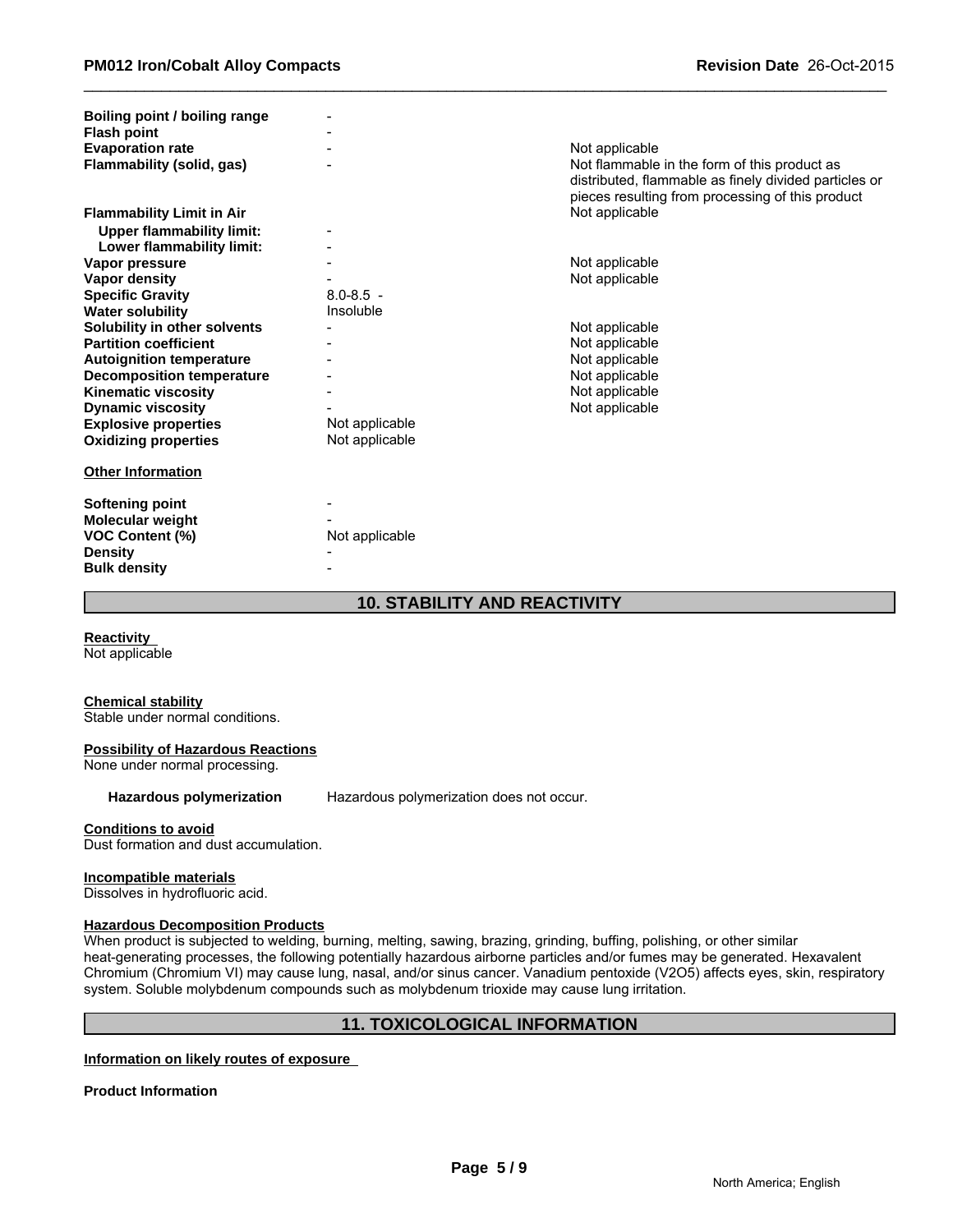| | | |
|---|---|---|
| **Boiling point / boiling range** | - | |
| **Flash point** | - | |
| **Evaporation rate** | - | Not applicable |
| **Flammability (solid, gas)** | - | Not flammable in the form of this product as distributed, flammable as finely divided particles or pieces resulting from processing of this product |
| **Flammability Limit in Air** | | Not applicable |
| **Upper flammability limit:** | - | |
| **Lower flammability limit:** | - | |
| **Vapor pressure** | - | Not applicable |
| **Vapor density** | - | Not applicable |
| **Specific Gravity** | 8.0-8.5 - | |
| **Water solubility** | Insoluble | |
| **Solubility in other solvents** | - | Not applicable |
| **Partition coefficient** | - | Not applicable |
| **Autoignition temperature** | - | Not applicable |
| **Decomposition temperature** | - | Not applicable |
| **Kinematic viscosity** | - | Not applicable |
| **Dynamic viscosity** | - | Not applicable |
| **Explosive properties** | Not applicable | |
| **Oxidizing properties** | Not applicable | |

**Other Information**

| | |
|---|---|
| **Softening point** | - |
| **Molecular weight** | - |
| **VOC Content (%)** | Not applicable |
| **Density** | - |
| **Bulk density** | - |

## 10. STABILITY AND REACTIVITY

**Reactivity**
Not applicable

**Chemical stability**
Stable under normal conditions.

**Possibility of Hazardous Reactions**
None under normal processing.

**Hazardous polymerization** Hazardous polymerization does not occur.

**Conditions to avoid**
Dust formation and dust accumulation.

**Incompatible materials**
Dissolves in hydrofluoric acid.

**Hazardous Decomposition Products**
When product is subjected to welding, burning, melting, sawing, brazing, grinding, buffing, polishing, or other similar heat-generating processes, the following potentially hazardous airborne particles and/or fumes may be generated. Hexavalent Chromium (Chromium VI) may cause lung, nasal, and/or sinus cancer. Vanadium pentoxide ($V_2O_5$) affects eyes, skin, respiratory system. Soluble molybdenum compounds such as molybdenum trioxide may cause lung irritation.

## 11. TOXICOLOGICAL INFORMATION

**Information on likely routes of exposure**

**Product Information**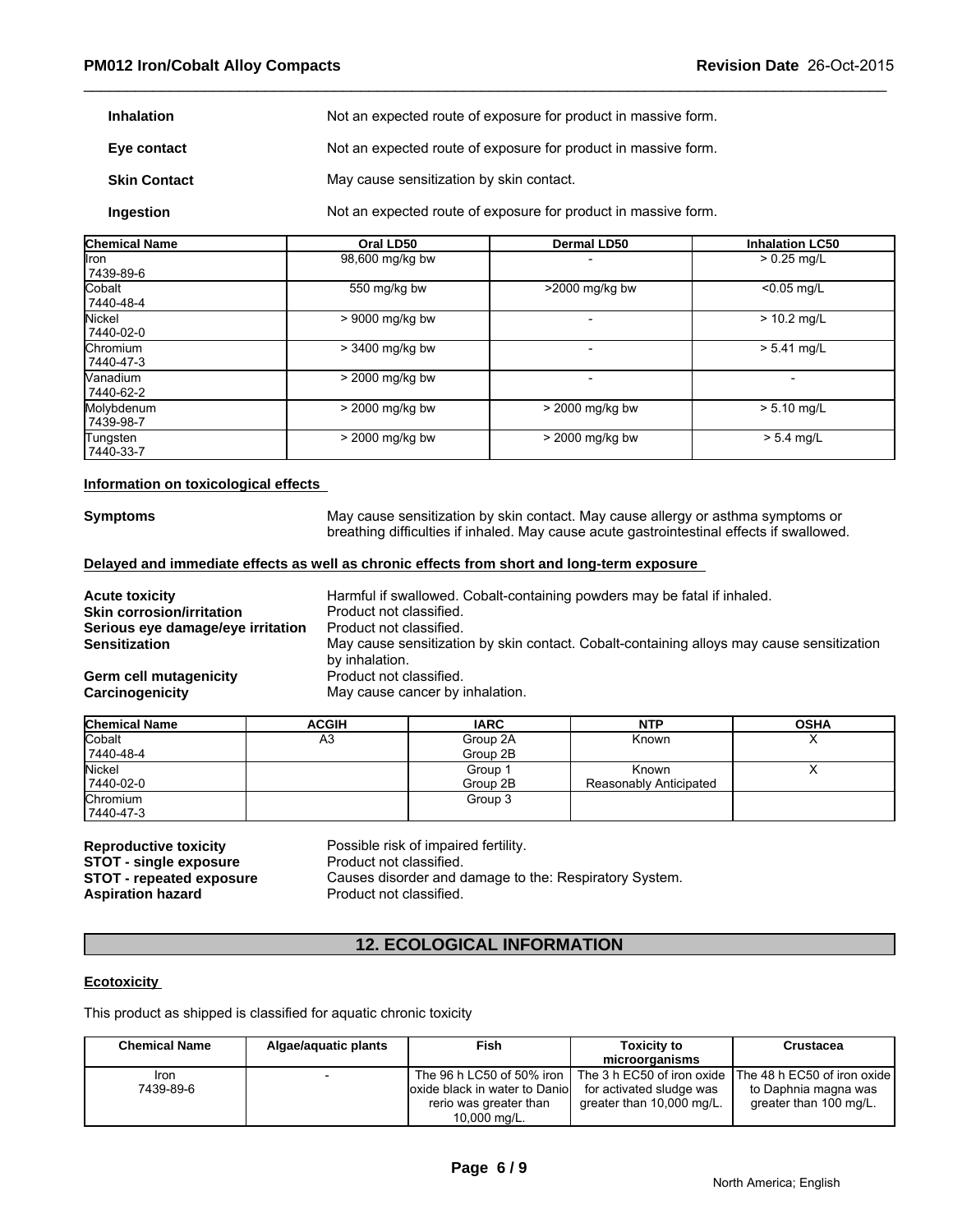| | |
|---|---|
| **Inhalation** | Not an expected route of exposure for product in massive form. |
| **Eye contact** | Not an expected route of exposure for product in massive form. |
| **Skin Contact** | May cause sensitization by skin contact. |
| **Ingestion** | Not an expected route of exposure for product in massive form. |

| Chemical Name | Oral LD50 | Dermal LD50 | Inhalation LC50 |
|---|---|---|---|
| Iron 7439-89-6 | 98,600 mg/kg bw | - | > 0.25 mg/L |
| Cobalt 7440-48-4 | 550 mg/kg bw | >2000 mg/kg bw | <0.05 mg/L |
| Nickel 7440-02-0 | > 9000 mg/kg bw | - | > 10.2 mg/L |
| Chromium 7440-47-3 | > 3400 mg/kg bw | - | > 5.41 mg/L |
| Vanadium 7440-62-2 | > 2000 mg/kg bw | - | - |
| Molybdenum 7439-98-7 | > 2000 mg/kg bw | > 2000 mg/kg bw | > 5.10 mg/L |
| Tungsten 7440-33-7 | > 2000 mg/kg bw | > 2000 mg/kg bw | > 5.4 mg/L |

**Information on toxicological effects**

**Symptoms** May cause sensitization by skin contact. May cause allergy or asthma symptoms or breathing difficulties if inhaled. May cause acute gastrointestinal effects if swallowed.

**Delayed and immediate effects as well as chronic effects from short and long-term exposure**

| | |
|---|---|
| **Acute toxicity** | Harmful if swallowed. Cobalt-containing powders may be fatal if inhaled. |
| **Skin corrosion/irritation** | Product not classified. |
| **Serious eye damage/eye irritation** | Product not classified. |
| **Sensitization** | May cause sensitization by skin contact. Cobalt-containing alloys may cause sensitization by inhalation. |
| **Germ cell mutagenicity** | Product not classified. |
| **Carcinogenicity** | May cause cancer by inhalation. |

| Chemical Name | ACGIH | IARC | NTP | OSHA |
|---|---|---|---|---|
| Cobalt 7440-48-4 | A3 | Group 2A Group 2B | Known | X |
| Nickel 7440-02-0 | | Group 1 Group 2B | Known Reasonably Anticipated | X |
| Chromium 7440-47-3 | | Group 3 | | |

| | |
|---|---|
| **Reproductive toxicity** | Possible risk of impaired fertility. |
| **STOT - single exposure** | Product not classified. |
| **STOT - repeated exposure** | Causes disorder and damage to the: Respiratory System. |
| **Aspiration hazard** | Product not classified. |

## 12. ECOLOGICAL INFORMATION

**Ecotoxicity**

This product as shipped is classified for aquatic chronic toxicity

| Chemical Name | Algae/aquatic plants | Fish | Toxicity to microorganisms | Crustacea |
|---|---|---|---|---|
| Iron 7439-89-6 | - | The 96 h LC50 of 50% iron oxide black in water to Danio rerio was greater than 10,000 mg/L. | The 3 h EC50 of iron oxide for activated sludge was greater than 10,000 mg/L. | The 48 h EC50 of iron oxide to Daphnia magna was greater than 100 mg/L. |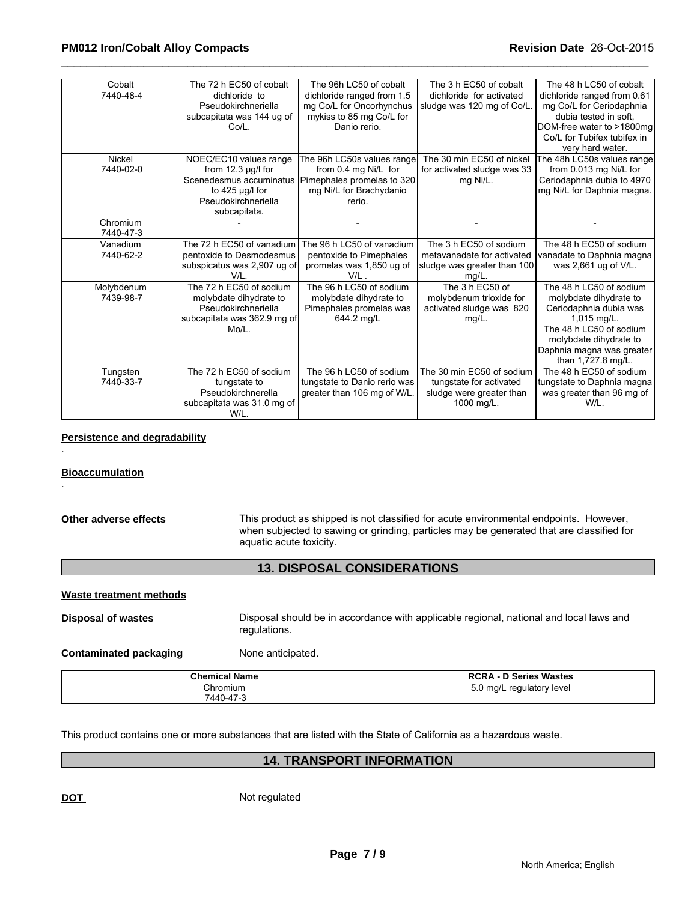| | | | | |
|---|---|---|---|---|
| Cobalt<br>7440-48-4 | The 72 h EC50 of cobalt dichloride to Pseudokirchneriella subcapitata was 144 ug of Co/L. | The 96h LC50 of cobalt dichloride ranged from 1.5 mg Co/L for Oncorhynchus mykiss to 85 mg Co/L for Danio rerio. | The 3 h EC50 of cobalt dichloride for activated sludge was 120 mg of Co/L. | The 48 h LC50 of cobalt dichloride ranged from 0.61 mg Co/L for Ceriodaphnia dubia tested in soft, DOM-free water to >1800mg Co/L for Tubifex tubifex in very hard water. |
| Nickel<br>7440-02-0 | NOEC/EC10 values range from 12.3 µg/l for Scenedesmus accuminatus to 425 µg/l for Pseudokirchneriella subcapitata. | The 96h LC50s values range from 0.4 mg Ni/L for Pimephales promelas to 320 mg Ni/L for Brachydanio rerio. | The 30 min EC50 of nickel for activated sludge was 33 mg Ni/L. | The 48h LC50s values range from 0.013 mg Ni/L for Ceriodaphnia dubia to 4970 mg Ni/L for Daphnia magna. |
| Chromium<br>7440-47-3 | - | - | - | - |
| Vanadium<br>7440-62-2 | The 72 h EC50 of vanadium pentoxide to Desmodesmus subspicatus was 2,907 ug of V/L. | The 96 h LC50 of vanadium pentoxide to Pimephales promelas was 1,850 ug of V/L . | The 3 h EC50 of sodium metavanadate for activated sludge was greater than 100 mg/L. | The 48 h EC50 of sodium vanadate to Daphnia magna was 2,661 ug of V/L. |
| Molybdenum<br>7439-98-7 | The 72 h EC50 of sodium molybdate dihydrate to Pseudokirchneriella subcapitata was 362.9 mg of Mo/L. | The 96 h LC50 of sodium molybdate dihydrate to Pimephales promelas was 644.2 mg/L | The 3 h EC50 of molybdenum trioxide for activated sludge was 820 mg/L. | The 48 h LC50 of sodium molybdate dihydrate to Ceriodaphnia dubia was 1,015 mg/L. The 48 h LC50 of sodium molybdate dihydrate to Daphnia magna was greater than 1,727.8 mg/L. |
| Tungsten<br>7440-33-7 | The 72 h EC50 of sodium tungstate to Pseudokirchnerella subcapitata was 31.0 mg of W/L. | The 96 h LC50 of sodium tungstate to Danio rerio was greater than 106 mg of W/L. | The 30 min EC50 of sodium tungstate for activated sludge were greater than 1000 mg/L. | The 48 h EC50 of sodium tungstate to Daphnia magna was greater than 96 mg of W/L. |

**Persistence and degradability**

.

**Bioaccumulation**

.

**Other adverse effects** This product as shipped is not classified for acute environmental endpoints. However, when subjected to sawing or grinding, particles may be generated that are classified for aquatic acute toxicity.

## 13. DISPOSAL CONSIDERATIONS

**Waste treatment methods**

**Disposal of wastes** Disposal should be in accordance with applicable regional, national and local laws and regulations.

**Contaminated packaging** None anticipated.

| Chemical Name | RCRA - D Series Wastes |
|---|---|
| Chromium<br>7440-47-3 | 5.0 mg/L regulatory level |

This product contains one or more substances that are listed with the State of California as a hazardous waste.

## 14. TRANSPORT INFORMATION

**DOT** Not regulated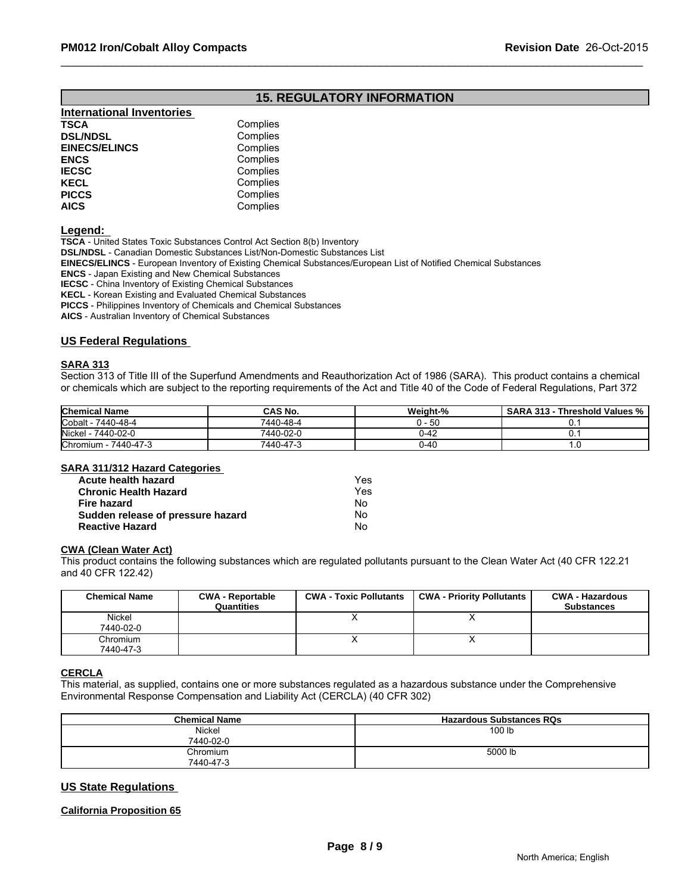## 15. REGULATORY INFORMATION

### International Inventories

| | |
|---|---|
| **TSCA** | Complies |
| **DSL/NDSL** | Complies |
| **EINECS/ELINCS** | Complies |
| **ENCS** | Complies |
| **IECSC** | Complies |
| **KECL** | Complies |
| **PICCS** | Complies |
| **AICS** | Complies |

**Legend:**

**TSCA** - United States Toxic Substances Control Act Section 8(b) Inventory
**DSL/NDSL** - Canadian Domestic Substances List/Non-Domestic Substances List
**EINECS/ELINCS** - European Inventory of Existing Chemical Substances/European List of Notified Chemical Substances
**ENCS** - Japan Existing and New Chemical Substances
**IECSC** - China Inventory of Existing Chemical Substances
**KECL** - Korean Existing and Evaluated Chemical Substances
**PICCS** - Philippines Inventory of Chemicals and Chemical Substances
**AICS** - Australian Inventory of Chemical Substances

### US Federal Regulations

**SARA 313**

Section 313 of Title III of the Superfund Amendments and Reauthorization Act of 1986 (SARA). This product contains a chemical or chemicals which are subject to the reporting requirements of the Act and Title 40 of the Code of Federal Regulations, Part 372

| Chemical Name | CAS No. | Weight-% | SARA 313 - Threshold Values % |
|---|---|---|---|
| Cobalt - 7440-48-4 | 7440-48-4 | 0 - 50 | 0.1 |
| Nickel - 7440-02-0 | 7440-02-0 | 0-42 | 0.1 |
| Chromium - 7440-47-3 | 7440-47-3 | 0-40 | 1.0 |

**SARA 311/312 Hazard Categories**

| | |
|---|---|
| **Acute health hazard** | Yes |
| **Chronic Health Hazard** | Yes |
| **Fire hazard** | No |
| **Sudden release of pressure hazard** | No |
| **Reactive Hazard** | No |

**CWA (Clean Water Act)**

This product contains the following substances which are regulated pollutants pursuant to the Clean Water Act (40 CFR 122.21 and 40 CFR 122.42)

| Chemical Name | CWA - Reportable Quantities | CWA - Toxic Pollutants | CWA - Priority Pollutants | CWA - Hazardous Substances |
|---|---|---|---|---|
| Nickel 7440-02-0 | | X | X | |
| Chromium 7440-47-3 | | X | X | |

**CERCLA**

This material, as supplied, contains one or more substances regulated as a hazardous substance under the Comprehensive Environmental Response Compensation and Liability Act (CERCLA) (40 CFR 302)

| Chemical Name | Hazardous Substances RQs |
|---|---|
| Nickel 7440-02-0 | 100 lb |
| Chromium 7440-47-3 | 5000 lb |

### US State Regulations

**California Proposition 65**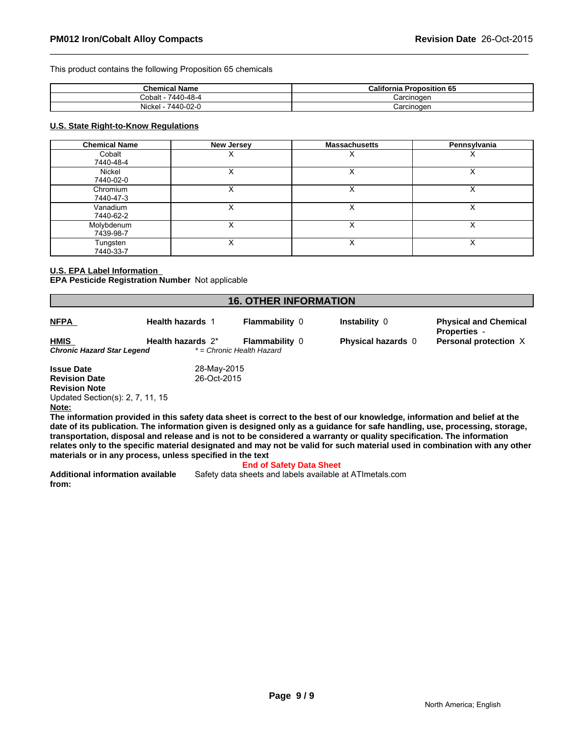This product contains the following Proposition 65 chemicals

| Chemical Name | California Proposition 65 |
| --- | --- |
| Cobalt - 7440-48-4 | Carcinogen |
| Nickel - 7440-02-0 | Carcinogen |

**U.S. State Right-to-Know Regulations**

| Chemical Name | New Jersey | Massachusetts | Pennsylvania |
| --- | --- | --- | --- |
| Cobalt 7440-48-4 | X | X | X |
| Nickel 7440-02-0 | X | X | X |
| Chromium 7440-47-3 | X | X | X |
| Vanadium 7440-62-2 | X | X | X |
| Molybdenum 7439-98-7 | X | X | X |
| Tungsten 7440-33-7 | X | X | X |

**U.S. EPA Label Information**

**EPA Pesticide Registration Number** Not applicable

## 16. OTHER INFORMATION

| | | | | |
| --- | --- | --- | --- | --- |
| **NFPA** | **Health hazards** 1 | **Flammability** 0 | **Instability** 0 | **Physical and Chemical Properties** - |
| **HMIS** | **Health hazards** 2* | **Flammability** 0 | **Physical hazards** 0 | **Personal protection** X |

***Chronic Hazard Star Legend*** *\* = Chronic Health Hazard*

**Issue Date** 28-May-2015

**Revision Date** 26-Oct-2015

**Revision Note**

Updated Section(s): 2, 7, 11, 15

**Note:**

**The information provided in this safety data sheet is correct to the best of our knowledge, information and belief at the date of its publication. The information given is designed only as a guidance for safe handling, use, processing, storage, transportation, disposal and release and is not to be considered a warranty or quality specification. The information relates only to the specific material designated and may not be valid for such material used in combination with any other materials or in any process, unless specified in the text**

**End of Safety Data Sheet**

**Additional information available from:** Safety data sheets and labels available at ATImetals.com